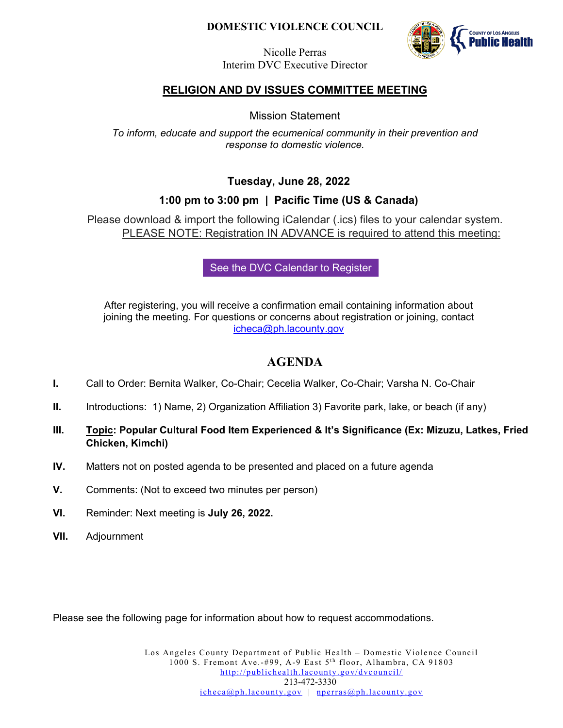**DOMESTIC VIOLENCE COUNCIL**

Nicolle Perras
Interim DVC Executive Director

## RELIGION AND DV ISSUES COMMITTEE MEETING

Mission Statement

*To inform, educate and support the ecumenical community in their prevention and response to domestic violence.*

**Tuesday, June 28, 2022**

**1:00 pm to 3:00 pm | Pacific Time (US & Canada)**

Please download & import the following iCalendar (.ics) files to your calendar system.
PLEASE NOTE: Registration IN ADVANCE is required to attend this meeting:

See the DVC Calendar to Register

After registering, you will receive a confirmation email containing information about joining the meeting. For questions or concerns about registration or joining, contact icheca@ph.lacounty.gov

## AGENDA

- **I.** Call to Order: Bernita Walker, Co-Chair; Cecelia Walker, Co-Chair; Varsha N. Co-Chair
- **II.** Introductions: 1) Name, 2) Organization Affiliation 3) Favorite park, lake, or beach (if any)
- **III.** **Topic: Popular Cultural Food Item Experienced & It's Significance (Ex: Mizuzu, Latkes, Fried Chicken, Kimchi)**
- **IV.** Matters not on posted agenda to be presented and placed on a future agenda
- **V.** Comments: (Not to exceed two minutes per person)
- **VI.** Reminder: Next meeting is **July 26, 2022.**
- **VII.** Adjournment

Please see the following page for information about how to request accommodations.

Los Angeles County Department of Public Health – Domestic Violence Council
1000 S. Fremont Ave.-#99, A-9 East 5th floor, Alhambra, CA 91803
http://publichealth.lacounty.gov/dvcouncil/
213-472-3330
icheca@ph.lacounty.gov | nperras@ph.lacounty.gov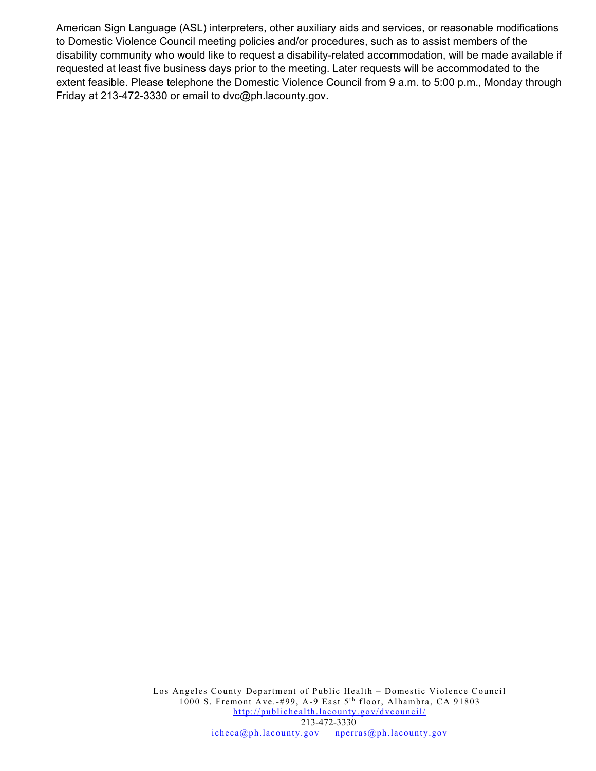American Sign Language (ASL) interpreters, other auxiliary aids and services, or reasonable modifications to Domestic Violence Council meeting policies and/or procedures, such as to assist members of the disability community who would like to request a disability-related accommodation, will be made available if requested at least five business days prior to the meeting. Later requests will be accommodated to the extent feasible. Please telephone the Domestic Violence Council from 9 a.m. to 5:00 p.m., Monday through Friday at 213-472-3330 or email to dvc@ph.lacounty.gov.

Los Angeles County Department of Public Health – Domestic Violence Council
1000 S. Fremont Ave.-#99, A-9 East 5th floor, Alhambra, CA 91803
http://publichealth.lacounty.gov/dvcouncil/
213-472-3330
icheca@ph.lacounty.gov | nperras@ph.lacounty.gov